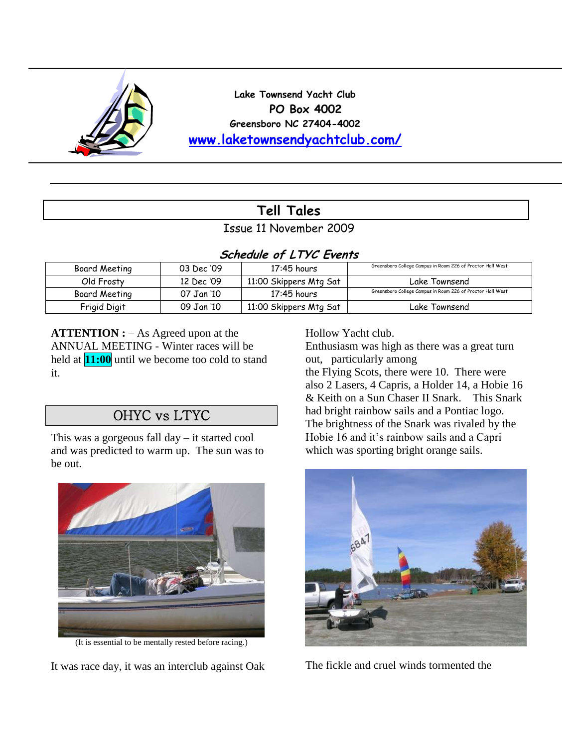Lake Townsend Yacht Club
PO Box 4002
Greensboro NC 27404-4002
www.laketownsendyachtclub.com/

# Tell Tales

Issue 11 November 2009

### *Schedule of LTYC Events*

| | | | |
|---|---|---|---|
| Board Meeting | 03 Dec '09 | 17:45 hours | Greensboro College Campus in Room 226 of Proctor Hall West |
| Old Frosty | 12 Dec '09 | 11:00 Skippers Mtg Sat | Lake Townsend |
| Board Meeting | 07 Jan '10 | 17:45 hours | Greensboro College Campus in Room 226 of Proctor Hall West |
| Frigid Digit | 09 Jan '10 | 11:00 Skippers Mtg Sat | Lake Townsend |

**ATTENTION :** – As Agreed upon at the ANNUAL MEETING - Winter races will be held at **11:00** until we become too cold to stand it.

## OHYC vs LTYC

This was a gorgeous fall day – it started cool and was predicted to warm up. The sun was to be out.

(It is essential to be mentally rested before racing.)

It was race day, it was an interclub against Oak Hollow Yacht club.

Enthusiasm was high as there was a great turn out, particularly among the Flying Scots, there were 10. There were also 2 Lasers, 4 Capris, a Holder 14, a Hobie 16 & Keith on a Sun Chaser II Snark. This Snark had bright rainbow sails and a Pontiac logo. The brightness of the Snark was rivaled by the Hobie 16 and it's rainbow sails and a Capri which was sporting bright orange sails.

The fickle and cruel winds tormented the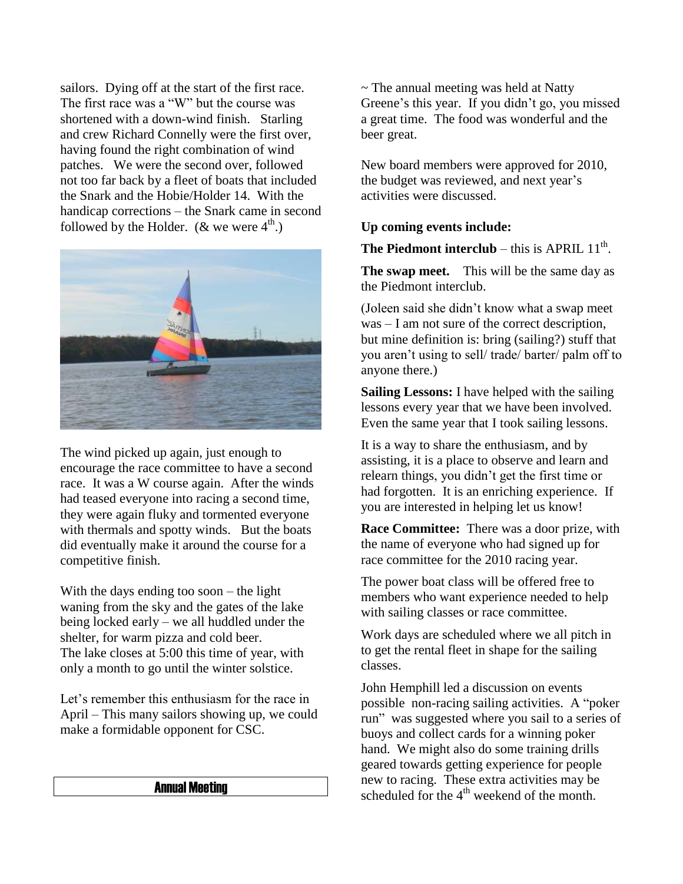sailors. Dying off at the start of the first race. The first race was a "W" but the course was shortened with a down-wind finish. Starling and crew Richard Connelly were the first over, having found the right combination of wind patches. We were the second over, followed not too far back by a fleet of boats that included the Snark and the Hobie/Holder 14. With the handicap corrections – the Snark came in second followed by the Holder. (& we were 4th.)

The wind picked up again, just enough to encourage the race committee to have a second race. It was a W course again. After the winds had teased everyone into racing a second time, they were again fluky and tormented everyone with thermals and spotty winds. But the boats did eventually make it around the course for a competitive finish.

With the days ending too soon – the light waning from the sky and the gates of the lake being locked early – we all huddled under the shelter, for warm pizza and cold beer. The lake closes at 5:00 this time of year, with only a month to go until the winter solstice.

Let's remember this enthusiasm for the race in April – This many sailors showing up, we could make a formidable opponent for CSC.

## Annual Meeting

~ The annual meeting was held at Natty Greene's this year. If you didn't go, you missed a great time. The food was wonderful and the beer great.

New board members were approved for 2010, the budget was reviewed, and next year's activities were discussed.

**Up coming events include:**

**The Piedmont interclub** – this is APRIL 11th.

**The swap meet.** This will be the same day as the Piedmont interclub.

(Joleen said she didn't know what a swap meet was – I am not sure of the correct description, but mine definition is: bring (sailing?) stuff that you aren't using to sell/ trade/ barter/ palm off to anyone there.)

**Sailing Lessons:** I have helped with the sailing lessons every year that we have been involved. Even the same year that I took sailing lessons.

It is a way to share the enthusiasm, and by assisting, it is a place to observe and learn and relearn things, you didn't get the first time or had forgotten. It is an enriching experience. If you are interested in helping let us know!

**Race Committee:** There was a door prize, with the name of everyone who had signed up for race committee for the 2010 racing year.

The power boat class will be offered free to members who want experience needed to help with sailing classes or race committee.

Work days are scheduled where we all pitch in to get the rental fleet in shape for the sailing classes.

John Hemphill led a discussion on events possible non-racing sailing activities. A "poker run" was suggested where you sail to a series of buoys and collect cards for a winning poker hand. We might also do some training drills geared towards getting experience for people new to racing. These extra activities may be scheduled for the 4th weekend of the month.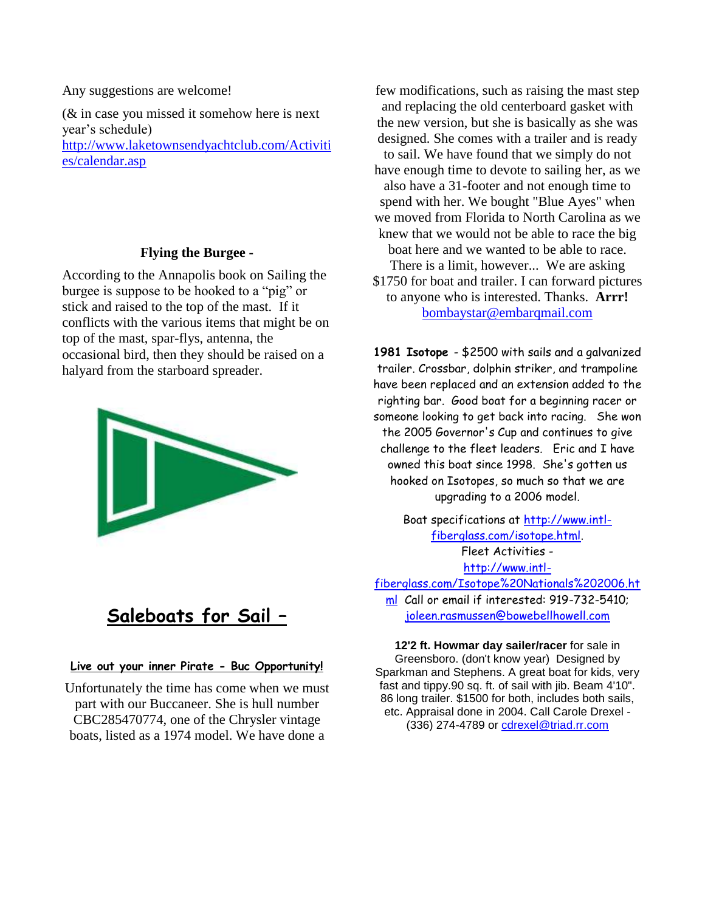Any suggestions are welcome!

(& in case you missed it somehow here is next year's schedule) http://www.laketownsendyachtclub.com/Activities/calendar.asp

**Flying the Burgee -**

According to the Annapolis book on Sailing the burgee is suppose to be hooked to a "pig" or stick and raised to the top of the mast. If it conflicts with the various items that might be on top of the mast, spar-flys, antenna, the occasional bird, then they should be raised on a halyard from the starboard spreader.

## Saleboats for Sail –

**Live out your inner Pirate - Buc Opportunity!**

Unfortunately the time has come when we must part with our Buccaneer. She is hull number CBC285470774, one of the Chrysler vintage boats, listed as a 1974 model. We have done a few modifications, such as raising the mast step and replacing the old centerboard gasket with the new version, but she is basically as she was designed. She comes with a trailer and is ready to sail. We have found that we simply do not have enough time to devote to sailing her, as we also have a 31-footer and not enough time to spend with her. We bought "Blue Ayes" when we moved from Florida to North Carolina as we knew that we would not be able to race the big boat here and we wanted to be able to race. There is a limit, however... We are asking $1750 for boat and trailer. I can forward pictures to anyone who is interested. Thanks. **Arrr!** bombaystar@embarqmail.com

**1981 Isotope** - $2500 with sails and a galvanized trailer. Crossbar, dolphin striker, and trampoline have been replaced and an extension added to the righting bar. Good boat for a beginning racer or someone looking to get back into racing. She won the 2005 Governor's Cup and continues to give challenge to the fleet leaders. Eric and I have owned this boat since 1998. She's gotten us hooked on Isotopes, so much so that we are upgrading to a 2006 model.

Boat specifications at http://www.intl-fiberglass.com/isotope.html. Fleet Activities - http://www.intl-fiberglass.com/Isotope%20Nationals%202006.html Call or email if interested: 919-732-5410; joleen.rasmussen@bowebellhowell.com

**12'2 ft. Howmar day sailer/racer** for sale in Greensboro. (don't know year) Designed by Sparkman and Stephens. A great boat for kids, very fast and tippy.90 sq. ft. of sail with jib. Beam 4'10". 86 long trailer. $1500 for both, includes both sails, etc. Appraisal done in 2004. Call Carole Drexel - (336) 274-4789 or cdrexel@triad.rr.com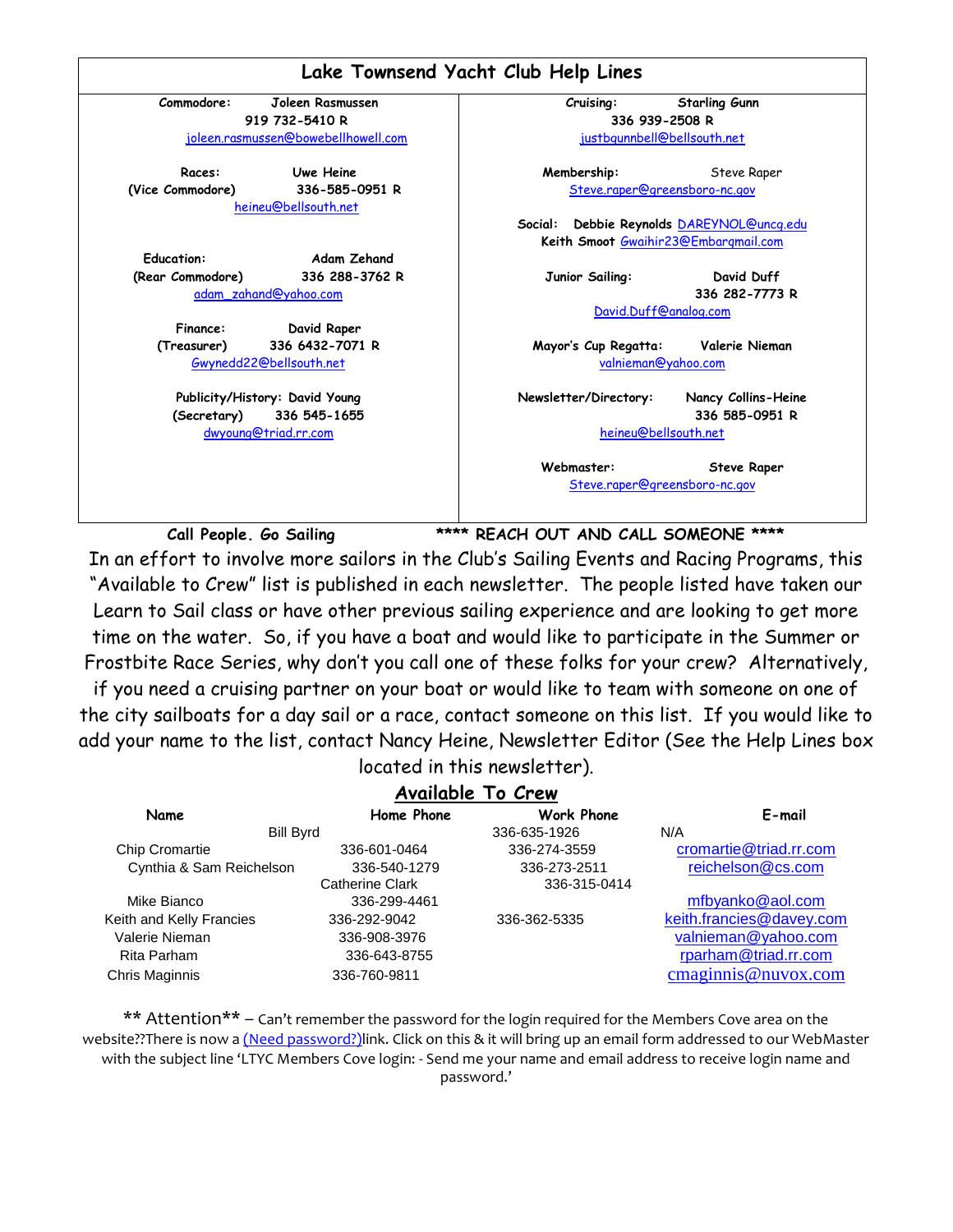# Lake Townsend Yacht Club Help Lines

**Commodore:** Joleen Rasmussen
919 732-5410 R
joleen.rasmussen@bowebellhowell.com

**Races:** Uwe Heine
**(Vice Commodore)** 336-585-0951 R
heineu@bellsouth.net

**Education:** Adam Zehand
**(Rear Commodore)** 336 288-3762 R
adam_zahand@yahoo.com

**Finance:** David Raper
**(Treasurer)** 336 6432-7071 R
Gwynedd22@bellsouth.net

**Publicity/History:** David Young
**(Secretary)** 336 545-1655
dwyoung@triad.rr.com

**Cruising:** Starling Gunn
336 939-2508 R
justbgunnbell@bellsouth.net

**Membership:** Steve Raper
Steve.raper@greensboro-nc.gov

**Social:** Debbie Reynolds DAREYNOL@uncg.edu
Keith Smoot Gwaihir23@Embarqmail.com

**Junior Sailing:** David Duff
336 282-7773 R
David.Duff@analog.com

**Mayor's Cup Regatta:** Valerie Nieman
valnieman@yahoo.com

**Newsletter/Directory:** Nancy Collins-Heine
336 585-0951 R
heineu@bellsouth.net

**Webmaster:** Steve Raper
Steve.raper@greensboro-nc.gov

**Call People. Go Sailing** **\*\*\*\* REACH OUT AND CALL SOMEONE \*\*\*\***

In an effort to involve more sailors in the Club's Sailing Events and Racing Programs, this "Available to Crew" list is published in each newsletter. The people listed have taken our Learn to Sail class or have other previous sailing experience and are looking to get more time on the water. So, if you have a boat and would like to participate in the Summer or Frostbite Race Series, why don't you call one of these folks for your crew? Alternatively, if you need a cruising partner on your boat or would like to team with someone on one of the city sailboats for a day sail or a race, contact someone on this list. If you would like to add your name to the list, contact Nancy Heine, Newsletter Editor (See the Help Lines box located in this newsletter).

## Available To Crew

| Name | Home Phone | Work Phone | E-mail |
|---|---|---|---|
| Bill Byrd | | 336-635-1926 | N/A |
| Chip Cromartie | 336-601-0464 | 336-274-3559 | cromartie@triad.rr.com |
| Cynthia & Sam Reichelson | 336-540-1279 | 336-273-2511 | reichelson@cs.com |
| Catherine Clark | | 336-315-0414 | |
| Mike Bianco | 336-299-4461 | | mfbyanko@aol.com |
| Keith and Kelly Francies | 336-292-9042 | 336-362-5335 | keith.francies@davey.com |
| Valerie Nieman | 336-908-3976 | | valnieman@yahoo.com |
| Rita Parham | 336-643-8755 | | rparham@triad.rr.com |
| Chris Maginnis | 336-760-9811 | | cmaginnis@nuvox.com |

\*\* Attention\*\* – Can't remember the password for the login required for the Members Cove area on the website??There is now a (Need password?)link. Click on this & it will bring up an email form addressed to our WebMaster with the subject line 'LTYC Members Cove login: - Send me your name and email address to receive login name and password.'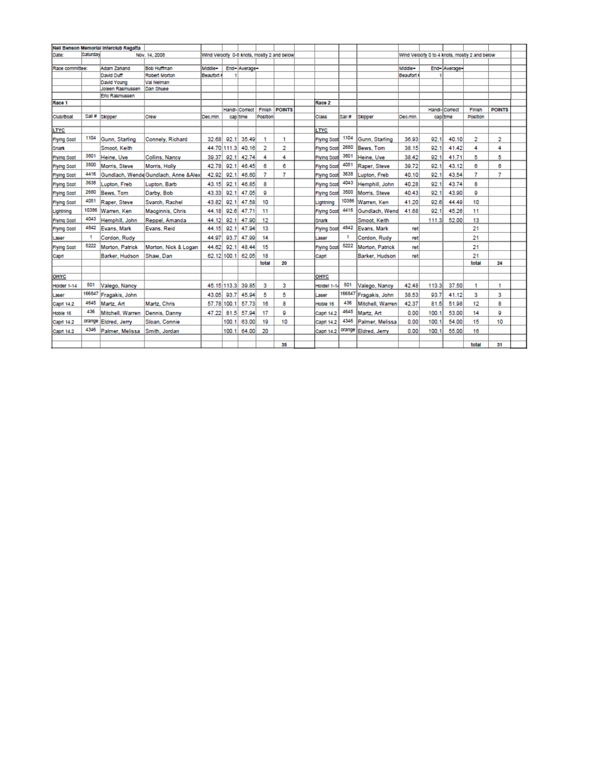**Neil Benson Memorial Interclub Regatta**

Date: Saturday Nov. 14, 2008

Race committee: Adam Zahand, Bob Huffman, David Duff, Robert Morton, David Young, Val Neiman, Joleen Rasmussen, Dan Shuee, Eric Rasmussen

**Race 1**

Wind Velocity 0-6 knots, mostly 2 and below

Middle= End= Average=
Beaufort # 1

| Club/Boat | Sail # | Skipper | Crew | Dec.min. | Handi-cap | Correct time | Finish Position | POINTS |
|---|---|---|---|---|---|---|---|---|
| **LTYC** | | | | | | | | |
| Flying Scot | 1104 | Gunn, Starling | Connely, Richard | 32.68 | 92.1 | 35.49 | 1 | 1 |
| Snark | | Smoot, Keith | | 44.70 | 111.3 | 40.16 | 2 | 2 |
| Flying Scot | 3801 | Heine, Uve | Collins, Nancy | 39.37 | 92.1 | 42.74 | 4 | 4 |
| Flying Scot | 3500 | Morris, Steve | Morris, Holly | 42.78 | 92.1 | 46.45 | 6 | 6 |
| Flying Scot | 4416 | Gundlach, Wende | Gundlach, Anne &Alex | 42.92 | 92.1 | 46.60 | 7 | 7 |
| Flying Scot | 3638 | Lupton, Freb | Lupton, Barb | 43.15 | 92.1 | 46.85 | 8 | |
| Flying Scot | 2680 | Bews, Tom | Darby, Bob | 43.33 | 92.1 | 47.05 | 9 | |
| Flying Scot | 4051 | Raper, Steve | Svarch, Rachel | 43.82 | 92.1 | 47.58 | 10 | |
| Lightning | 10386 | Warren, Ken | Macginnis, Chris | 44.18 | 92.6 | 47.71 | 11 | |
| Flying Scot | 4043 | Hemphill, John | Reppel, Amanda | 44.12 | 92.1 | 47.90 | 12 | |
| Flying Scot | 4842 | Evans, Mark | Evans, Reid | 44.15 | 92.1 | 47.94 | 13 | |
| Laser | 1 | Cordon, Rudy | | 44.97 | 93.7 | 47.99 | 14 | |
| Flying Scot | 5222 | Morton, Patrick | Morton, Nick & Logan | 44.62 | 92.1 | 48.44 | 15 | |
| Capri | | Barker, Hudson | Shaw, Dan | 62.12 | 100.1 | 62.05 | 18 | |
| | | | | | | | total | 20 |
| **OHYC** | | | | | | | | |
| Holder 1-14 | 501 | Valego, Nancy | | 45.15 | 113.3 | 39.85 | 3 | 3 |
| Laser | 166847 | Fragakis, John | | 43.05 | 93.7 | 45.94 | 5 | 5 |
| Capri 14.2 | 4645 | Martz, Art | Martz, Chris | 57.78 | 100.1 | 57.73 | 16 | 8 |
| Hobie 16 | 436 | Mitchell, Warren | Dennis, Danny | 47.22 | 81.5 | 57.94 | 17 | 9 |
| Capri 14.2 | orange | Eldred, Jerry | Sloan, Connie | | 100.1 | 63.00 | 19 | 10 |
| Capri 14.2 | 4346 | Palmer, Melissa | Smith, Jordan | | 100.1 | 64.00 | 20 | |
| | | | | | | | | 35 |

**Race 2**

Wind Velocity 0 to 4 knots, mostly 2 and below

Middle= End= Average=
Beaufort # 1

| Class | Sail # | Skipper | Dec.min. | Handi-cap | Correct time | Finish Position | POINTS |
|---|---|---|---|---|---|---|---|
| **LTYC** | | | | | | | |
| Flying Scot | 1104 | Gunn, Starling | 36.93 | 92.1 | 40.10 | 2 | 2 |
| Flying Scot | 2680 | Bews, Tom | 38.15 | 92.1 | 41.42 | 4 | 4 |
| Flying Scot | 3801 | Heine, Uve | 38.42 | 92.1 | 41.71 | 5 | 5 |
| Flying Scot | 4051 | Raper, Steve | 39.72 | 92.1 | 43.12 | 6 | 6 |
| Flying Scot | 3638 | Lupton, Freb | 40.10 | 92.1 | 43.54 | 7 | 7 |
| Flying Scot | 4043 | Hemphill, John | 40.28 | 92.1 | 43.74 | 8 | |
| Flying Scot | 3500 | Morris, Steve | 40.43 | 92.1 | 43.90 | 9 | |
| Lightning | 10386 | Warren, Ken | 41.20 | 92.6 | 44.49 | 10 | |
| Flying Scot | 4416 | Gundlach, Wend | 41.68 | 92.1 | 45.26 | 11 | |
| Snark | | Smoot, Keith | | 111.3 | 52.00 | 13 | |
| Flying Scot | 4842 | Evans, Mark | ret | | | 21 | |
| Laser | 1 | Cordon, Rudy | ret | | | 21 | |
| Flying Scot | 5222 | Morton, Patrick | ret | | | 21 | |
| Capri | | Barker, Hudson | ret | | | 21 | |
| | | | | | | total | 24 |
| **OHYC** | | | | | | | |
| Holder 1-14 | 501 | Valego, Nancy | 42.48 | 113.3 | 37.50 | 1 | 1 |
| Laser | 166847 | Fragakis, John | 38.53 | 93.7 | 41.12 | 3 | 3 |
| Hobie 16 | 436 | Mitchell, Warren | 42.37 | 81.5 | 51.98 | 12 | 8 |
| Capri 14.2 | 4645 | Martz, Art | 0.00 | 100.1 | 53.00 | 14 | 9 |
| Capri 14.2 | 4346 | Palmer, Melissa | 0.00 | 100.1 | 54.00 | 15 | 10 |
| Capri 14.2 | orange | Eldred, Jerry | 0.00 | 100.1 | 55.00 | 16 | |
| | | | | | | total | 31 |